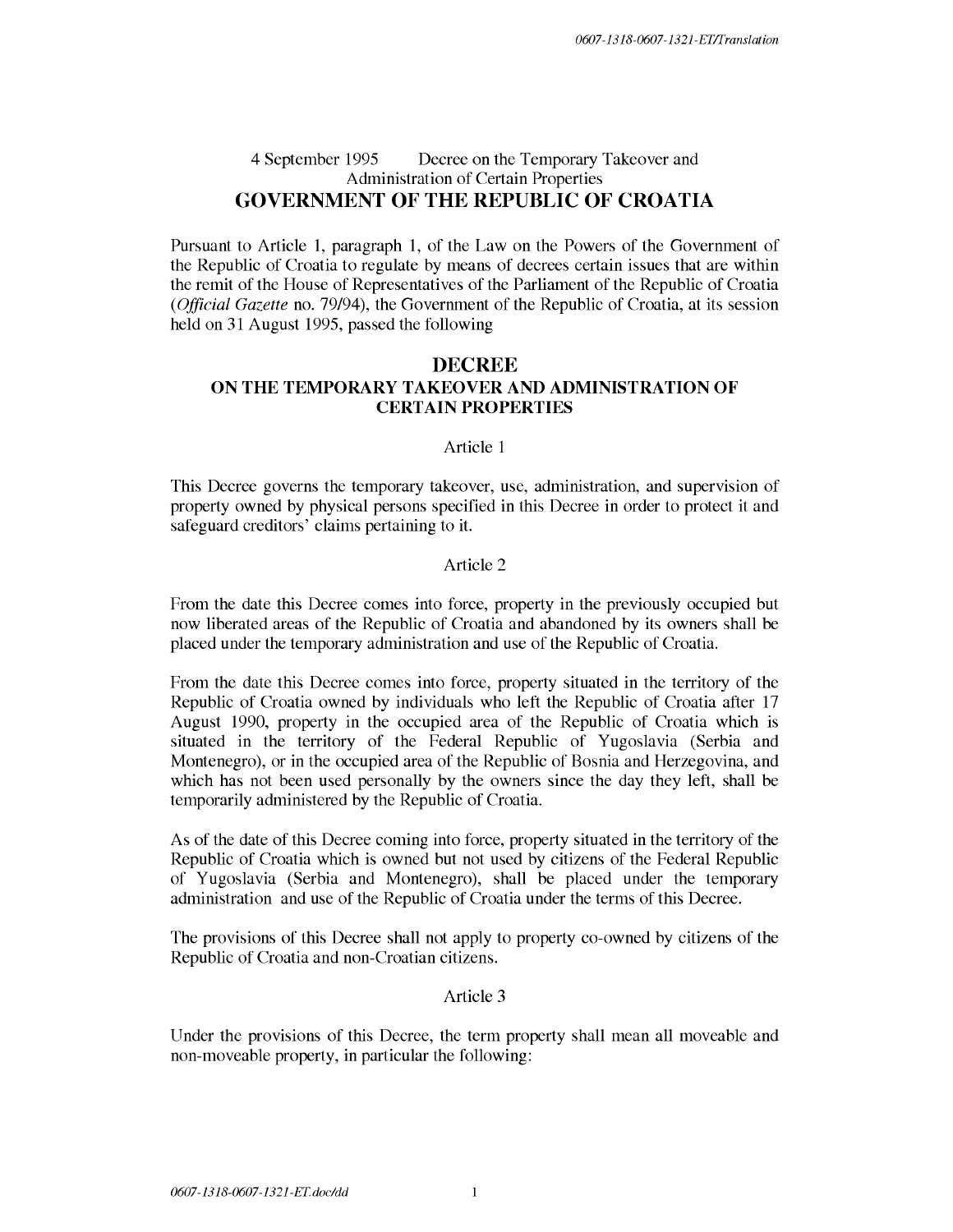4 September 1995 Decree on the Temporary Takeover and Administration of Certain Properties

# GOVERNMENT OF THE REPUBLIC OF CROATIA

Pursuant to Article 1, paragraph 1, of the Law on the Powers of the Government of the Republic of Croatia to regulate by means of decrees certain issues that are within the remit of the House of Representatives of the Parliament of the Republic of Croatia (*Official Gazette* no. 79/94), the Government of the Republic of Croatia, at its session held on 31 August 1995, passed the following

## DECREE
## ON THE TEMPORARY TAKEOVER AND ADMINISTRATION OF CERTAIN PROPERTIES

Article 1

This Decree governs the temporary takeover, use, administration, and supervision of property owned by physical persons specified in this Decree in order to protect it and safeguard creditors' claims pertaining to it.

Article 2

From the date this Decree comes into force, property in the previously occupied but now liberated areas of the Republic of Croatia and abandoned by its owners shall be placed under the temporary administration and use of the Republic of Croatia.

From the date this Decree comes into force, property situated in the territory of the Republic of Croatia owned by individuals who left the Republic of Croatia after 17 August 1990, property in the occupied area of the Republic of Croatia which is situated in the territory of the Federal Republic of Yugoslavia (Serbia and Montenegro), or in the occupied area of the Republic of Bosnia and Herzegovina, and which has not been used personally by the owners since the day they left, shall be temporarily administered by the Republic of Croatia.

As of the date of this Decree coming into force, property situated in the territory of the Republic of Croatia which is owned but not used by citizens of the Federal Republic of Yugoslavia (Serbia and Montenegro), shall be placed under the temporary administration and use of the Republic of Croatia under the terms of this Decree.

The provisions of this Decree shall not apply to property co-owned by citizens of the Republic of Croatia and non-Croatian citizens.

Article 3

Under the provisions of this Decree, the term property shall mean all moveable and non-moveable property, in particular the following: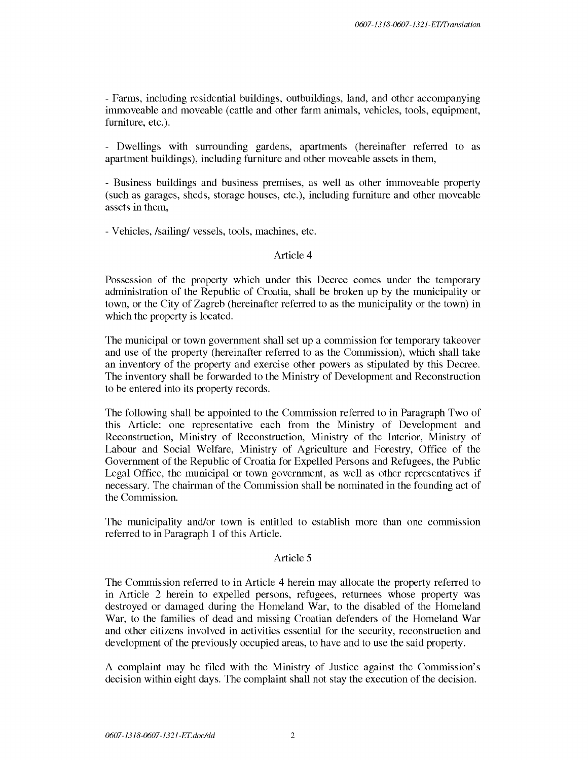- Farms, including residential buildings, outbuildings, land, and other accompanying immoveable and moveable (cattle and other farm animals, vehicles, tools, equipment, furniture, etc.).

- Dwellings with surrounding gardens, apartments (hereinafter referred to as apartment buildings), including furniture and other moveable assets in them,

- Business buildings and business premises, as well as other immoveable property (such as garages, sheds, storage houses, etc.), including furniture and other moveable assets in them,

- Vehicles, /sailing/ vessels, tools, machines, etc.

## Article 4

Possession of the property which under this Decree comes under the temporary administration of the Republic of Croatia, shall be broken up by the municipality or town, or the City of Zagreb (hereinafter referred to as the municipality or the town) in which the property is located.

The municipal or town government shall set up a commission for temporary takeover and use of the property (hereinafter referred to as the Commission), which shall take an inventory of the property and exercise other powers as stipulated by this Decree. The inventory shall be forwarded to the Ministry of Development and Reconstruction to be entered into its property records.

The following shall be appointed to the Commission referred to in Paragraph Two of this Article: one representative each from the Ministry of Development and Reconstruction, Ministry of Reconstruction, Ministry of the Interior, Ministry of Labour and Social Welfare, Ministry of Agriculture and Forestry, Office of the Government of the Republic of Croatia for Expelled Persons and Refugees, the Public Legal Office, the municipal or town government, as well as other representatives if necessary. The chairman of the Commission shall be nominated in the founding act of the Commission.

The municipality and/or town is entitled to establish more than one commission referred to in Paragraph 1 of this Article.

## Article 5

The Commission referred to in Article 4 herein may allocate the property referred to in Article 2 herein to expelled persons, refugees, returnees whose property was destroyed or damaged during the Homeland War, to the disabled of the Homeland War, to the families of dead and missing Croatian defenders of the Homeland War and other citizens involved in activities essential for the security, reconstruction and development of the previously occupied areas, to have and to use the said property.

A complaint may be filed with the Ministry of Justice against the Commission's decision within eight days. The complaint shall not stay the execution of the decision.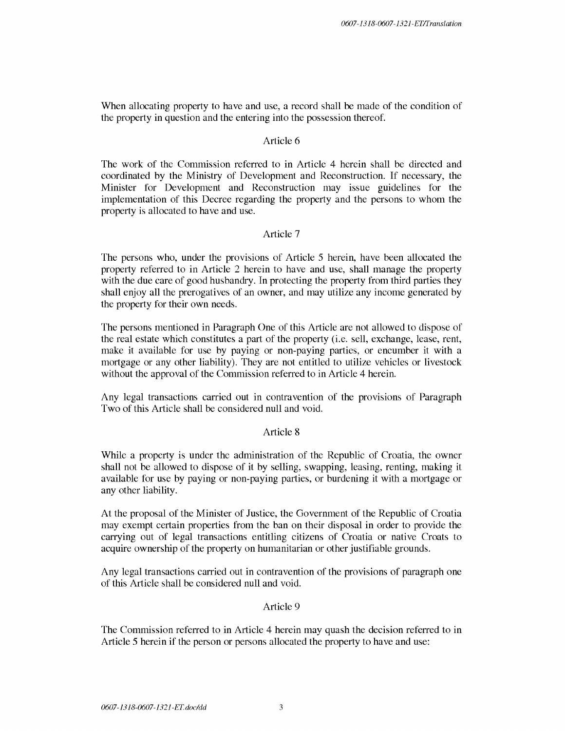When allocating property to have and use, a record shall be made of the condition of the property in question and the entering into the possession thereof.

### Article 6

The work of the Commission referred to in Article 4 herein shall be directed and coordinated by the Ministry of Development and Reconstruction. If necessary, the Minister for Development and Reconstruction may issue guidelines for the implementation of this Decree regarding the property and the persons to whom the property is allocated to have and use.

### Article 7

The persons who, under the provisions of Article 5 herein, have been allocated the property referred to in Article 2 herein to have and use, shall manage the property with the due care of good husbandry. In protecting the property from third parties they shall enjoy all the prerogatives of an owner, and may utilize any income generated by the property for their own needs.

The persons mentioned in Paragraph One of this Article are not allowed to dispose of the real estate which constitutes a part of the property (i.e. sell, exchange, lease, rent, make it available for use by paying or non-paying parties, or encumber it with a mortgage or any other liability). They are not entitled to utilize vehicles or livestock without the approval of the Commission referred to in Article 4 herein.

Any legal transactions carried out in contravention of the provisions of Paragraph Two of this Article shall be considered null and void.

### Article 8

While a property is under the administration of the Republic of Croatia, the owner shall not be allowed to dispose of it by selling, swapping, leasing, renting, making it available for use by paying or non-paying parties, or burdening it with a mortgage or any other liability.

At the proposal of the Minister of Justice, the Government of the Republic of Croatia may exempt certain properties from the ban on their disposal in order to provide the carrying out of legal transactions entitling citizens of Croatia or native Croats to acquire ownership of the property on humanitarian or other justifiable grounds.

Any legal transactions carried out in contravention of the provisions of paragraph one of this Article shall be considered null and void.

### Article 9

The Commission referred to in Article 4 herein may quash the decision referred to in Article 5 herein if the person or persons allocated the property to have and use: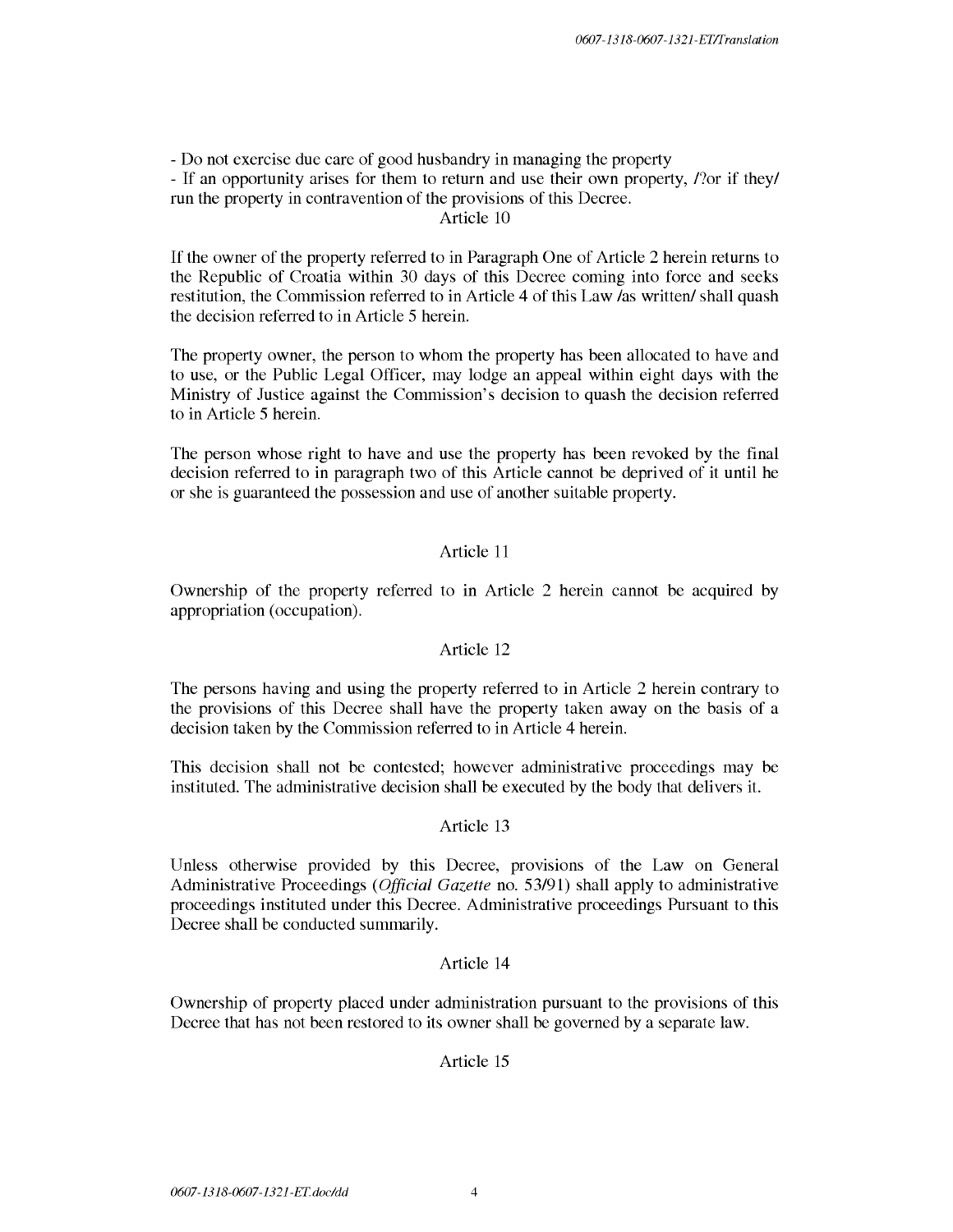- Do not exercise due care of good husbandry in managing the property
- If an opportunity arises for them to return and use their own property, /?or if they/ run the property in contravention of the provisions of this Decree.

Article 10

If the owner of the property referred to in Paragraph One of Article 2 herein returns to the Republic of Croatia within 30 days of this Decree coming into force and seeks restitution, the Commission referred to in Article 4 of this Law /as written/ shall quash the decision referred to in Article 5 herein.

The property owner, the person to whom the property has been allocated to have and to use, or the Public Legal Officer, may lodge an appeal within eight days with the Ministry of Justice against the Commission's decision to quash the decision referred to in Article 5 herein.

The person whose right to have and use the property has been revoked by the final decision referred to in paragraph two of this Article cannot be deprived of it until he or she is guaranteed the possession and use of another suitable property.

Article 11

Ownership of the property referred to in Article 2 herein cannot be acquired by appropriation (occupation).

Article 12

The persons having and using the property referred to in Article 2 herein contrary to the provisions of this Decree shall have the property taken away on the basis of a decision taken by the Commission referred to in Article 4 herein.

This decision shall not be contested; however administrative proceedings may be instituted. The administrative decision shall be executed by the body that delivers it.

Article 13

Unless otherwise provided by this Decree, provisions of the Law on General Administrative Proceedings (*Official Gazette* no. 53/91) shall apply to administrative proceedings instituted under this Decree. Administrative proceedings Pursuant to this Decree shall be conducted summarily.

Article 14

Ownership of property placed under administration pursuant to the provisions of this Decree that has not been restored to its owner shall be governed by a separate law.

Article 15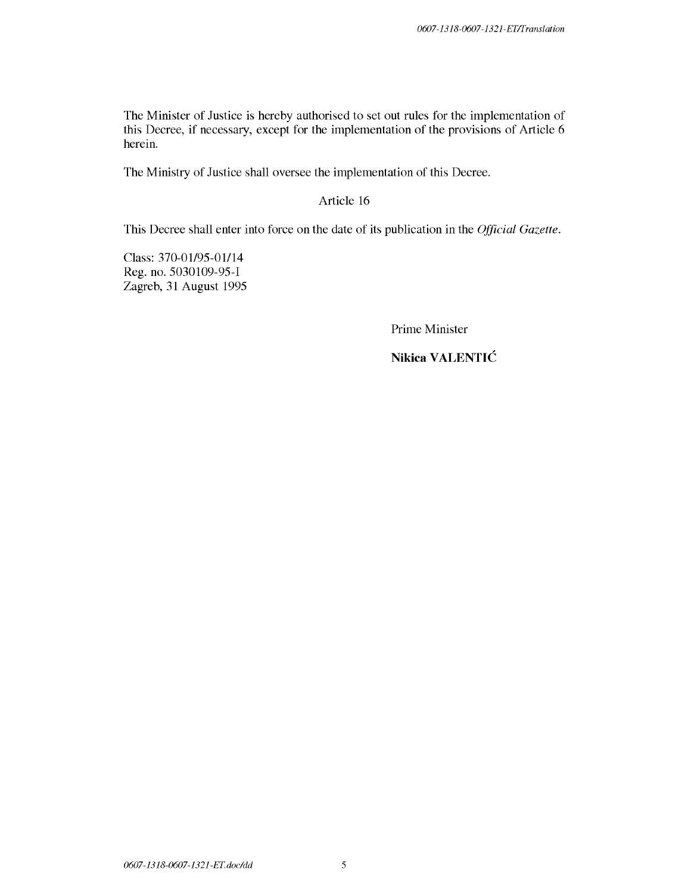The Minister of Justice is hereby authorised to set out rules for the implementation of this Decree, if necessary, except for the implementation of the provisions of Article 6 herein.

The Ministry of Justice shall oversee the implementation of this Decree.

Article 16

This Decree shall enter into force on the date of its publication in the *Official Gazette*.

Class: 370-01/95-01/14
Reg. no. 5030109-95-I
Zagreb, 31 August 1995

Prime Minister

**Nikica VALENTIĆ**